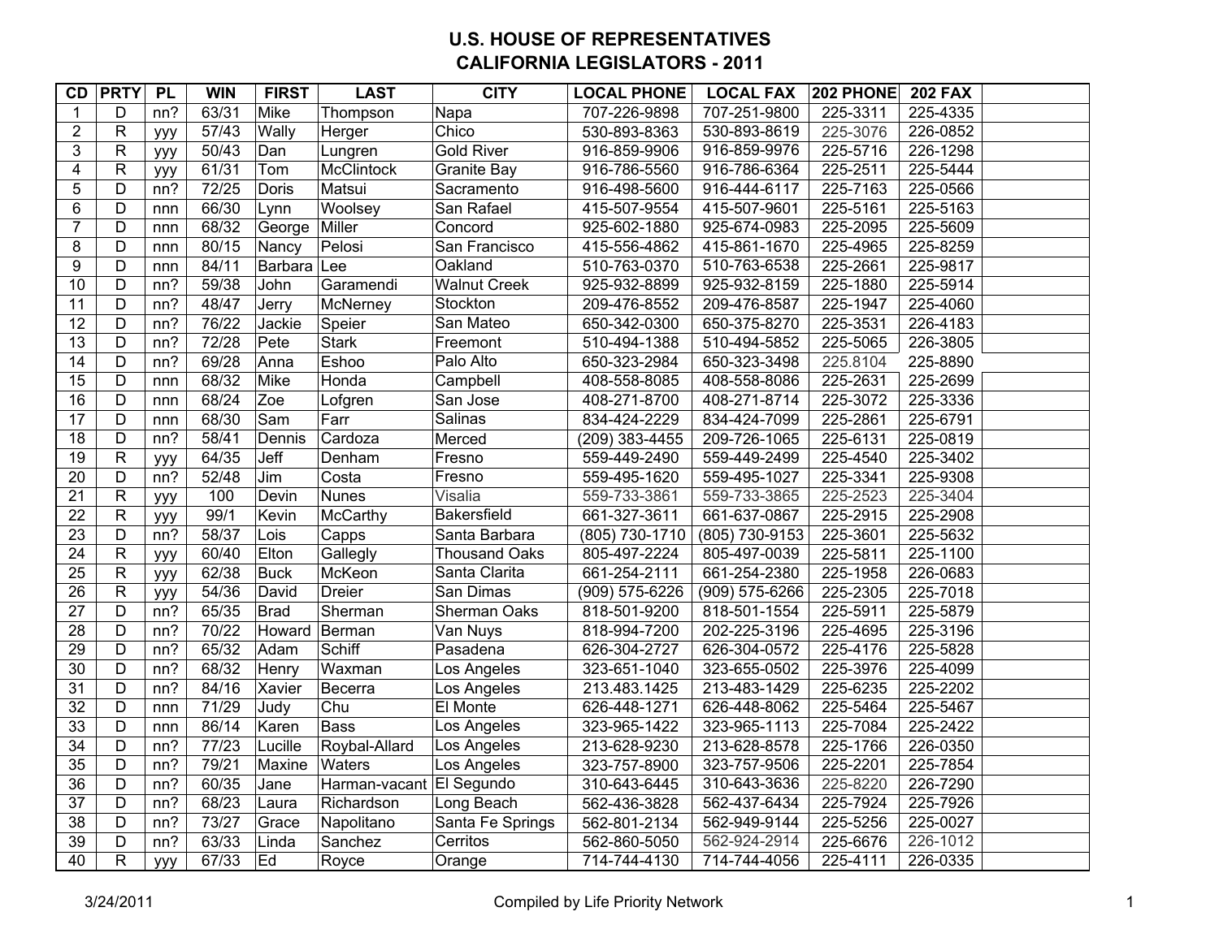# U.S. HOUSE OF REPRESENTATIVES
## CALIFORNIA LEGISLATORS - 2011

| CD | PRTY | PL | WIN | FIRST | LAST | CITY | LOCAL PHONE | LOCAL FAX | 202 PHONE | 202 FAX | |
|---|---|---|---|---|---|---|---|---|---|---|---|
| 1 | D | nn? | 63/31 | Mike | Thompson | Napa | 707-226-9898 | 707-251-9800 | 225-3311 | 225-4335 | |
| 2 | R | yyy | 57/43 | Wally | Herger | Chico | 530-893-8363 | 530-893-8619 | 225-3076 | 226-0852 | |
| 3 | R | yyy | 50/43 | Dan | Lungren | Gold River | 916-859-9906 | 916-859-9976 | 225-5716 | 226-1298 | |
| 4 | R | yyy | 61/31 | Tom | McClintock | Granite Bay | 916-786-5560 | 916-786-6364 | 225-2511 | 225-5444 | |
| 5 | D | nn? | 72/25 | Doris | Matsui | Sacramento | 916-498-5600 | 916-444-6117 | 225-7163 | 225-0566 | |
| 6 | D | nnn | 66/30 | Lynn | Woolsey | San Rafael | 415-507-9554 | 415-507-9601 | 225-5161 | 225-5163 | |
| 7 | D | nnn | 68/32 | George | Miller | Concord | 925-602-1880 | 925-674-0983 | 225-2095 | 225-5609 | |
| 8 | D | nnn | 80/15 | Nancy | Pelosi | San Francisco | 415-556-4862 | 415-861-1670 | 225-4965 | 225-8259 | |
| 9 | D | nnn | 84/11 | Barbara | Lee | Oakland | 510-763-0370 | 510-763-6538 | 225-2661 | 225-9817 | |
| 10 | D | nn? | 59/38 | John | Garamendi | Walnut Creek | 925-932-8899 | 925-932-8159 | 225-1880 | 225-5914 | |
| 11 | D | nn? | 48/47 | Jerry | McNerney | Stockton | 209-476-8552 | 209-476-8587 | 225-1947 | 225-4060 | |
| 12 | D | nn? | 76/22 | Jackie | Speier | San Mateo | 650-342-0300 | 650-375-8270 | 225-3531 | 226-4183 | |
| 13 | D | nn? | 72/28 | Pete | Stark | Freemont | 510-494-1388 | 510-494-5852 | 225-5065 | 226-3805 | |
| 14 | D | nn? | 69/28 | Anna | Eshoo | Palo Alto | 650-323-2984 | 650-323-3498 | 225.8104 | 225-8890 | |
| 15 | D | nnn | 68/32 | Mike | Honda | Campbell | 408-558-8085 | 408-558-8086 | 225-2631 | 225-2699 | |
| 16 | D | nnn | 68/24 | Zoe | Lofgren | San Jose | 408-271-8700 | 408-271-8714 | 225-3072 | 225-3336 | |
| 17 | D | nnn | 68/30 | Sam | Farr | Salinas | 834-424-2229 | 834-424-7099 | 225-2861 | 225-6791 | |
| 18 | D | nn? | 58/41 | Dennis | Cardoza | Merced | (209) 383-4455 | 209-726-1065 | 225-6131 | 225-0819 | |
| 19 | R | yyy | 64/35 | Jeff | Denham | Fresno | 559-449-2490 | 559-449-2499 | 225-4540 | 225-3402 | |
| 20 | D | nn? | 52/48 | Jim | Costa | Fresno | 559-495-1620 | 559-495-1027 | 225-3341 | 225-9308 | |
| 21 | R | yyy | 100 | Devin | Nunes | Visalia | 559-733-3861 | 559-733-3865 | 225-2523 | 225-3404 | |
| 22 | R | yyy | 99/1 | Kevin | McCarthy | Bakersfield | 661-327-3611 | 661-637-0867 | 225-2915 | 225-2908 | |
| 23 | D | nn? | 58/37 | Lois | Capps | Santa Barbara | (805) 730-1710 | (805) 730-9153 | 225-3601 | 225-5632 | |
| 24 | R | yyy | 60/40 | Elton | Gallegly | Thousand Oaks | 805-497-2224 | 805-497-0039 | 225-5811 | 225-1100 | |
| 25 | R | yyy | 62/38 | Buck | McKeon | Santa Clarita | 661-254-2111 | 661-254-2380 | 225-1958 | 226-0683 | |
| 26 | R | yyy | 54/36 | David | Dreier | San Dimas | (909) 575-6226 | (909) 575-6266 | 225-2305 | 225-7018 | |
| 27 | D | nn? | 65/35 | Brad | Sherman | Sherman Oaks | 818-501-9200 | 818-501-1554 | 225-5911 | 225-5879 | |
| 28 | D | nn? | 70/22 | Howard | Berman | Van Nuys | 818-994-7200 | 202-225-3196 | 225-4695 | 225-3196 | |
| 29 | D | nn? | 65/32 | Adam | Schiff | Pasadena | 626-304-2727 | 626-304-0572 | 225-4176 | 225-5828 | |
| 30 | D | nn? | 68/32 | Henry | Waxman | Los Angeles | 323-651-1040 | 323-655-0502 | 225-3976 | 225-4099 | |
| 31 | D | nn? | 84/16 | Xavier | Becerra | Los Angeles | 213.483.1425 | 213-483-1429 | 225-6235 | 225-2202 | |
| 32 | D | nnn | 71/29 | Judy | Chu | El Monte | 626-448-1271 | 626-448-8062 | 225-5464 | 225-5467 | |
| 33 | D | nnn | 86/14 | Karen | Bass | Los Angeles | 323-965-1422 | 323-965-1113 | 225-7084 | 225-2422 | |
| 34 | D | nn? | 77/23 | Lucille | Roybal-Allard | Los Angeles | 213-628-9230 | 213-628-8578 | 225-1766 | 226-0350 | |
| 35 | D | nn? | 79/21 | Maxine | Waters | Los Angeles | 323-757-8900 | 323-757-9506 | 225-2201 | 225-7854 | |
| 36 | D | nn? | 60/35 | Jane | Harman-vacant | El Segundo | 310-643-6445 | 310-643-3636 | 225-8220 | 226-7290 | |
| 37 | D | nn? | 68/23 | Laura | Richardson | Long Beach | 562-436-3828 | 562-437-6434 | 225-7924 | 225-7926 | |
| 38 | D | nn? | 73/27 | Grace | Napolitano | Santa Fe Springs | 562-801-2134 | 562-949-9144 | 225-5256 | 225-0027 | |
| 39 | D | nn? | 63/33 | Linda | Sanchez | Cerritos | 562-860-5050 | 562-924-2914 | 225-6676 | 226-1012 | |
| 40 | R | yyy | 67/33 | Ed | Royce | Orange | 714-744-4130 | 714-744-4056 | 225-4111 | 226-0335 | |

3/24/2011 Compiled by Life Priority Network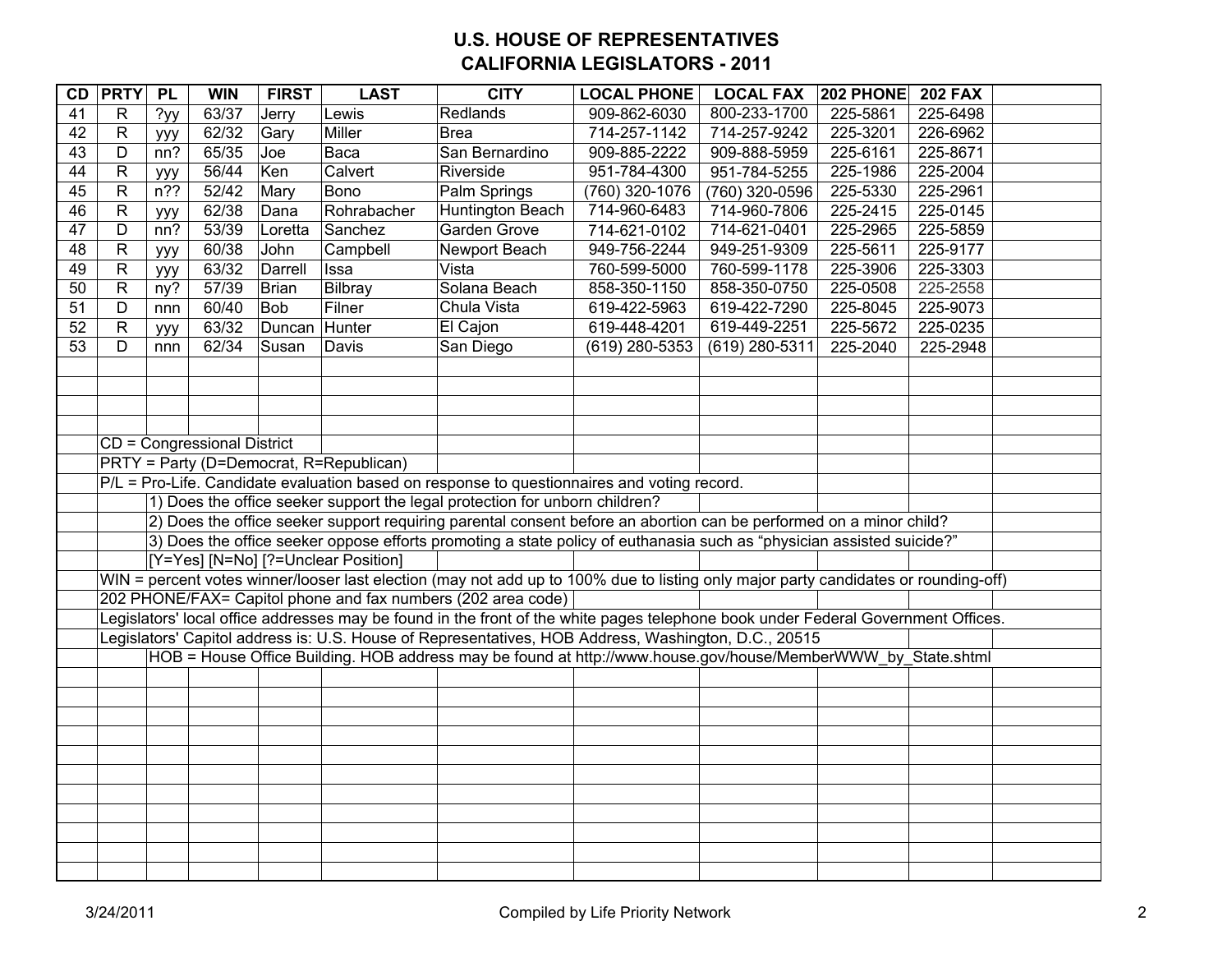# U.S. HOUSE OF REPRESENTATIVES
## CALIFORNIA LEGISLATORS - 2011

| CD | PRTY | PL | WIN | FIRST | LAST | CITY | LOCAL PHONE | LOCAL FAX | 202 PHONE | 202 FAX |
|---|---|---|---|---|---|---|---|---|---|---|
| 41 | R | ?yy | 63/37 | Jerry | Lewis | Redlands | 909-862-6030 | 800-233-1700 | 225-5861 | 225-6498 |
| 42 | R | yyy | 62/32 | Gary | Miller | Brea | 714-257-1142 | 714-257-9242 | 225-3201 | 226-6962 |
| 43 | D | nn? | 65/35 | Joe | Baca | San Bernardino | 909-885-2222 | 909-888-5959 | 225-6161 | 225-8671 |
| 44 | R | yyy | 56/44 | Ken | Calvert | Riverside | 951-784-4300 | 951-784-5255 | 225-1986 | 225-2004 |
| 45 | R | n?? | 52/42 | Mary | Bono | Palm Springs | (760) 320-1076 | (760) 320-0596 | 225-5330 | 225-2961 |
| 46 | R | yyy | 62/38 | Dana | Rohrabacher | Huntington Beach | 714-960-6483 | 714-960-7806 | 225-2415 | 225-0145 |
| 47 | D | nn? | 53/39 | Loretta | Sanchez | Garden Grove | 714-621-0102 | 714-621-0401 | 225-2965 | 225-5859 |
| 48 | R | yyy | 60/38 | John | Campbell | Newport Beach | 949-756-2244 | 949-251-9309 | 225-5611 | 225-9177 |
| 49 | R | yyy | 63/32 | Darrell | Issa | Vista | 760-599-5000 | 760-599-1178 | 225-3906 | 225-3303 |
| 50 | R | ny? | 57/39 | Brian | Bilbray | Solana Beach | 858-350-1150 | 858-350-0750 | 225-0508 | 225-2558 |
| 51 | D | nnn | 60/40 | Bob | Filner | Chula Vista | 619-422-5963 | 619-422-7290 | 225-8045 | 225-9073 |
| 52 | R | yyy | 63/32 | Duncan | Hunter | El Cajon | 619-448-4201 | 619-449-2251 | 225-5672 | 225-0235 |
| 53 | D | nnn | 62/34 | Susan | Davis | San Diego | (619) 280-5353 | (619) 280-5311 | 225-2040 | 225-2948 |

CD = Congressional District

PRTY = Party (D=Democrat, R=Republican)

P/L = Pro-Life. Candidate evaluation based on response to questionnaires and voting record.

1) Does the office seeker support the legal protection for unborn children?

2) Does the office seeker support requiring parental consent before an abortion can be performed on a minor child?

3) Does the office seeker oppose efforts promoting a state policy of euthanasia such as "physician assisted suicide?"

[Y=Yes] [N=No] [?=Unclear Position]

WIN = percent votes winner/looser last election (may not add up to 100% due to listing only major party candidates or rounding-off)

202 PHONE/FAX= Capitol phone and fax numbers (202 area code)

Legislators' local office addresses may be found in the front of the white pages telephone book under Federal Government Offices.

Legislators' Capitol address is: U.S. House of Representatives, HOB Address, Washington, D.C., 20515

HOB = House Office Building. HOB address may be found at http://www.house.gov/house/MemberWWW_by_State.shtml

3/24/2011 Compiled by Life Priority Network